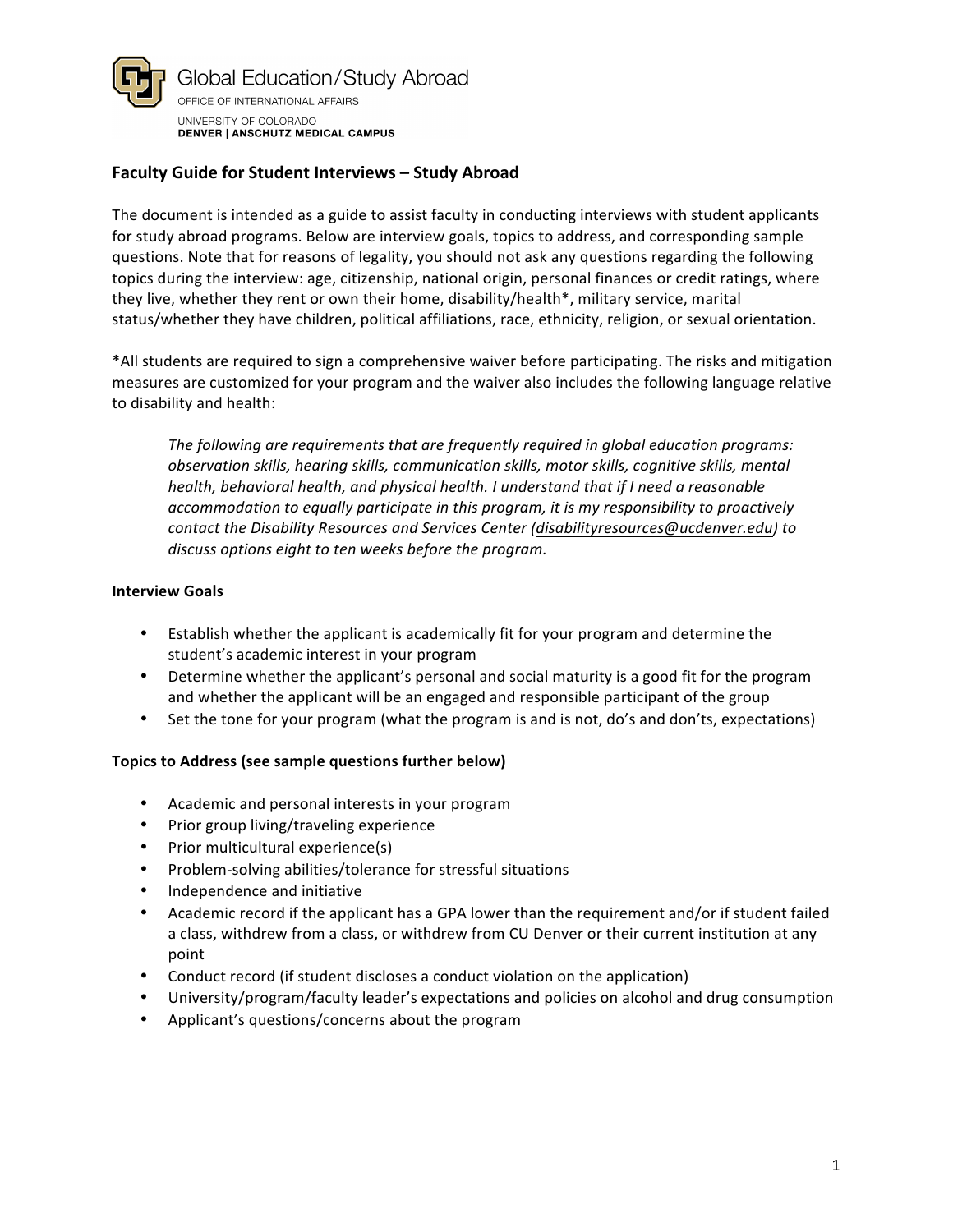Global Education/Study Abroad
OFFICE OF INTERNATIONAL AFFAIRS
UNIVERSITY OF COLORADO
**DENVER | ANSCHUTZ MEDICAL CAMPUS**

## Faculty Guide for Student Interviews – Study Abroad

The document is intended as a guide to assist faculty in conducting interviews with student applicants for study abroad programs. Below are interview goals, topics to address, and corresponding sample questions. Note that for reasons of legality, you should not ask any questions regarding the following topics during the interview: age, citizenship, national origin, personal finances or credit ratings, where they live, whether they rent or own their home, disability/health*, military service, marital status/whether they have children, political affiliations, race, ethnicity, religion, or sexual orientation.

*All students are required to sign a comprehensive waiver before participating. The risks and mitigation measures are customized for your program and the waiver also includes the following language relative to disability and health:

> *The following are requirements that are frequently required in global education programs: observation skills, hearing skills, communication skills, motor skills, cognitive skills, mental health, behavioral health, and physical health. I understand that if I need a reasonable accommodation to equally participate in this program, it is my responsibility to proactively contact the Disability Resources and Services Center (disabilityresources@ucdenver.edu) to discuss options eight to ten weeks before the program.*

### Interview Goals

- Establish whether the applicant is academically fit for your program and determine the student's academic interest in your program
- Determine whether the applicant's personal and social maturity is a good fit for the program and whether the applicant will be an engaged and responsible participant of the group
- Set the tone for your program (what the program is and is not, do's and don'ts, expectations)

### Topics to Address (see sample questions further below)

- Academic and personal interests in your program
- Prior group living/traveling experience
- Prior multicultural experience(s)
- Problem-solving abilities/tolerance for stressful situations
- Independence and initiative
- Academic record if the applicant has a GPA lower than the requirement and/or if student failed a class, withdrew from a class, or withdrew from CU Denver or their current institution at any point
- Conduct record (if student discloses a conduct violation on the application)
- University/program/faculty leader's expectations and policies on alcohol and drug consumption
- Applicant's questions/concerns about the program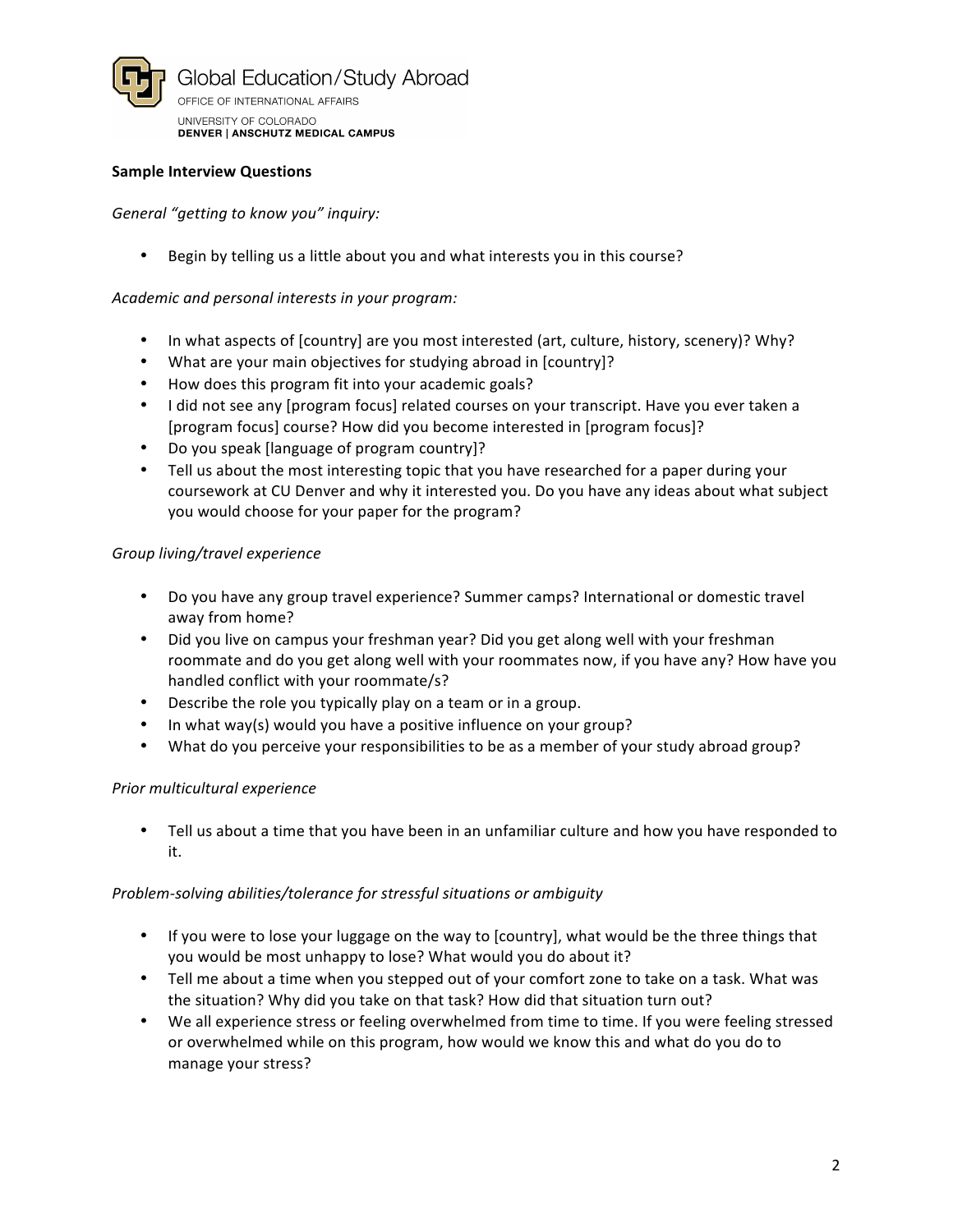**Sample Interview Questions**

*General "getting to know you" inquiry:*

- Begin by telling us a little about you and what interests you in this course?

*Academic and personal interests in your program:*

- In what aspects of [country] are you most interested (art, culture, history, scenery)? Why?
- What are your main objectives for studying abroad in [country]?
- How does this program fit into your academic goals?
- I did not see any [program focus] related courses on your transcript. Have you ever taken a [program focus] course? How did you become interested in [program focus]?
- Do you speak [language of program country]?
- Tell us about the most interesting topic that you have researched for a paper during your coursework at CU Denver and why it interested you. Do you have any ideas about what subject you would choose for your paper for the program?

*Group living/travel experience*

- Do you have any group travel experience? Summer camps? International or domestic travel away from home?
- Did you live on campus your freshman year? Did you get along well with your freshman roommate and do you get along well with your roommates now, if you have any? How have you handled conflict with your roommate/s?
- Describe the role you typically play on a team or in a group.
- In what way(s) would you have a positive influence on your group?
- What do you perceive your responsibilities to be as a member of your study abroad group?

*Prior multicultural experience*

- Tell us about a time that you have been in an unfamiliar culture and how you have responded to it.

*Problem-solving abilities/tolerance for stressful situations or ambiguity*

- If you were to lose your luggage on the way to [country], what would be the three things that you would be most unhappy to lose? What would you do about it?
- Tell me about a time when you stepped out of your comfort zone to take on a task. What was the situation? Why did you take on that task? How did that situation turn out?
- We all experience stress or feeling overwhelmed from time to time. If you were feeling stressed or overwhelmed while on this program, how would we know this and what do you do to manage your stress?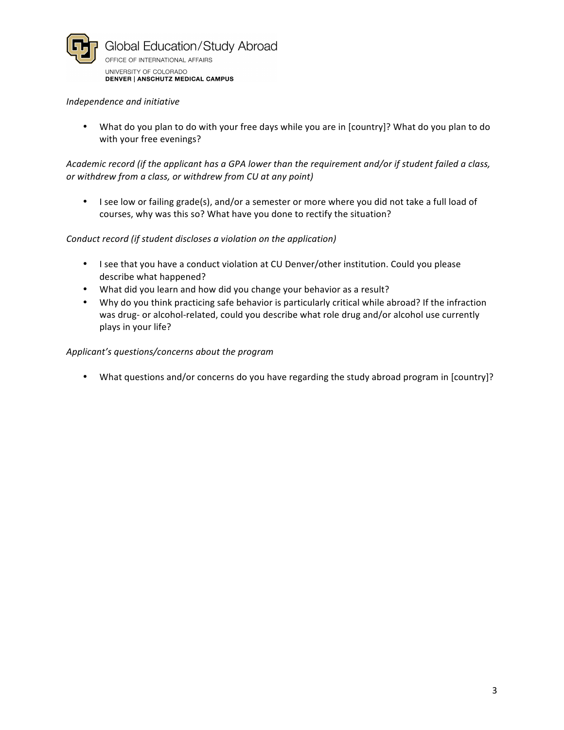*Independence and initiative*

- What do you plan to do with your free days while you are in [country]? What do you plan to do with your free evenings?

*Academic record (if the applicant has a GPA lower than the requirement and/or if student failed a class, or withdrew from a class, or withdrew from CU at any point)*

- I see low or failing grade(s), and/or a semester or more where you did not take a full load of courses, why was this so? What have you done to rectify the situation?

*Conduct record (if student discloses a violation on the application)*

- I see that you have a conduct violation at CU Denver/other institution. Could you please describe what happened?
- What did you learn and how did you change your behavior as a result?
- Why do you think practicing safe behavior is particularly critical while abroad? If the infraction was drug- or alcohol-related, could you describe what role drug and/or alcohol use currently plays in your life?

*Applicant's questions/concerns about the program*

- What questions and/or concerns do you have regarding the study abroad program in [country]?